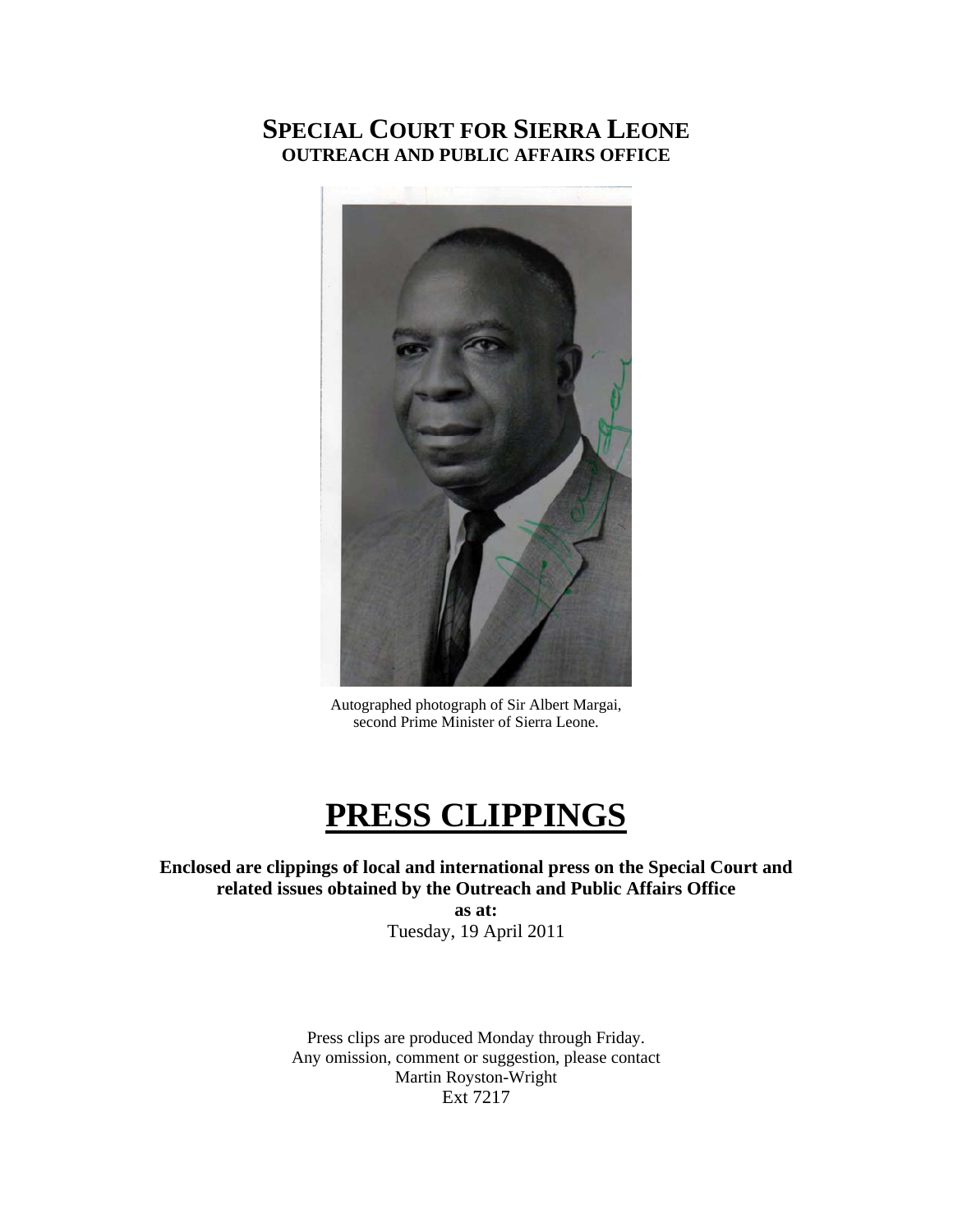# SPECIAL COURT FOR SIERRA LEONE
## OUTREACH AND PUBLIC AFFAIRS OFFICE

Autographed photograph of Sir Albert Margai, second Prime Minister of Sierra Leone.

# PRESS CLIPPINGS

**Enclosed are clippings of local and international press on the Special Court and related issues obtained by the Outreach and Public Affairs Office**

**as at:**

Tuesday, 19 April 2011

Press clips are produced Monday through Friday.
Any omission, comment or suggestion, please contact
Martin Royston-Wright
Ext 7217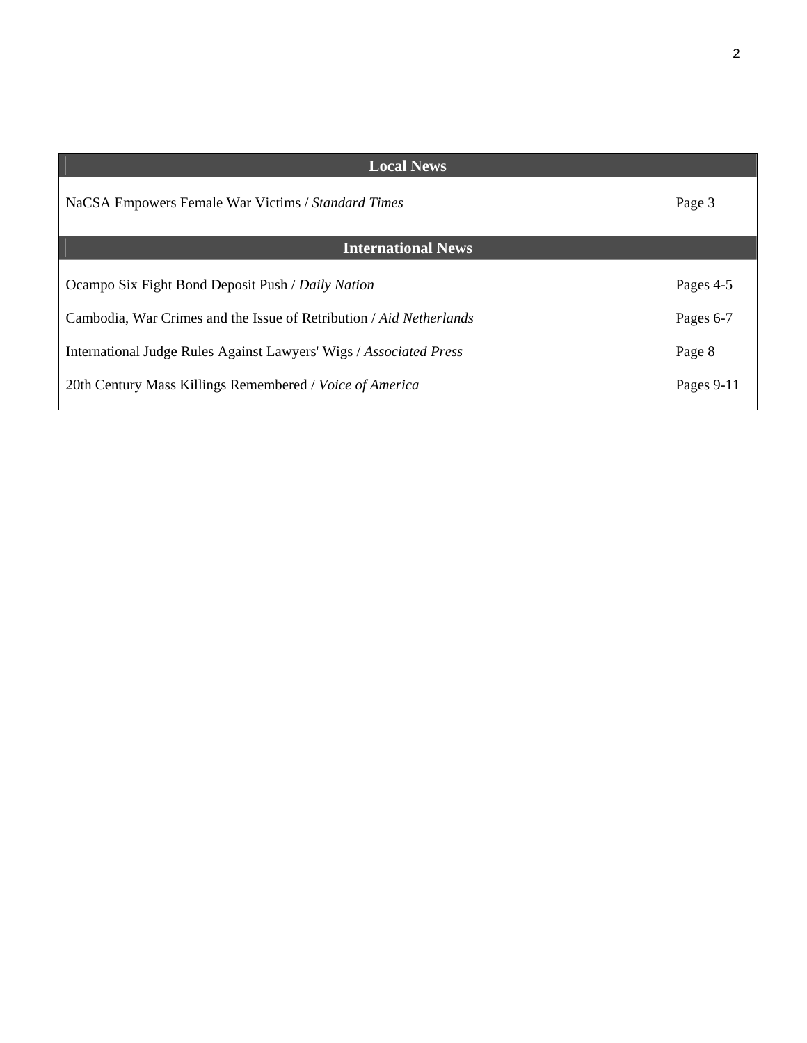| Local News | |
|---|---|
| NaCSA Empowers Female War Victims / *Standard Times* | Page 3 |
| **International News** | |
| Ocampo Six Fight Bond Deposit Push / *Daily Nation* | Pages 4-5 |
| Cambodia, War Crimes and the Issue of Retribution / *Aid Netherlands* | Pages 6-7 |
| International Judge Rules Against Lawyers' Wigs / *Associated Press* | Page 8 |
| 20th Century Mass Killings Remembered / *Voice of America* | Pages 9-11 |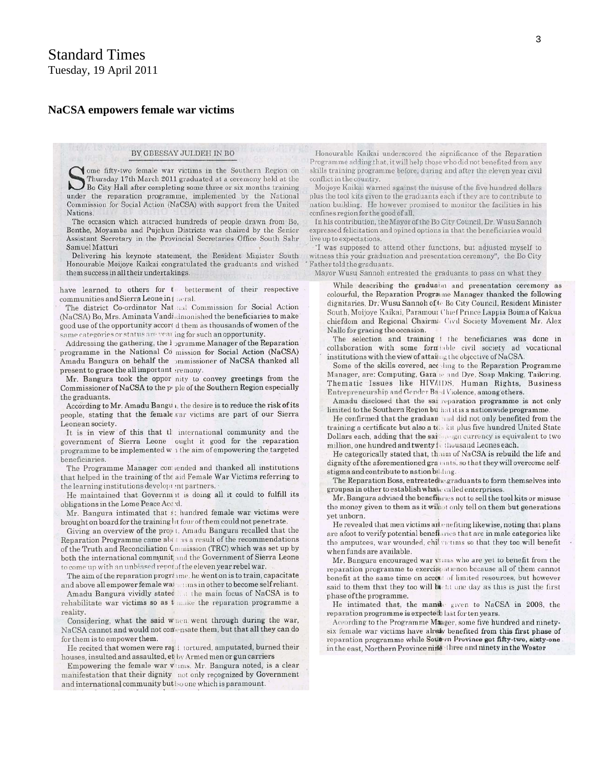# Standard Times
Tuesday, 19 April 2011

## NaCSA empowers female war victims

BY GBESSAY JULDEH IN BO

Some fifty-two female war victims in the Southern Region on Thursday 17th March 2011 graduated at a ceremony held at the Bo City Hall after completing some three or six months training under the reparation programme, implemented by the National Commission for Social Action (NaCSA) with support from the United Nations.

The occasion which attracted hundreds of people drawn from Bo, Bonthe, Moyamba and Pujehun Districts was chaired by the Senior Assistant Secretary in the Provincial Secretaries Office South Sahr Samuel Matturi

Delivering his keynote statement, the Resident Minister South Honourable Moijoye Kaikai congratulated the graduants and wished them success in all their undertakings.

Honourable Kaikai underscored the significance of the Reparation Programme adding that, it will help those who did not benefited from any skills training programme before, during and after the eleven year civil conflict in the country.

Moijoye Kaikai warned against the misuse of the five hundred dollars plus the tool kits given to the graduants each if they are to contribute to nation building. He however promised to monitor the facilities in his confines region for the good of all.

In his contribution, the Mayor of the Bo City Council, Dr. Wusu Sannoh expressed felicitation and opined options in that the beneficiaries would live up to expectations.

"I was supposed to attend other functions, but adjusted myself to witness this your graduation and presentation ceremony", the Bo City Father told the graduants.

Mayor Wusu Sannoh entreated the graduants to pass on what they have learned to others for t betterment of their respective communities and Sierra Leone in general.

The district Co-ordinator National Commission for Social Action (NaCSA) Bo, Mrs. Aminata Vandi admonished the beneficiaries to make good use of the opportunity accord them as thousands of women of the same categories or status are yearning for such an opportunity.

Addressing the gathering, the Programme Manager of the Reparation programme in the National Commission for Social Action (NaCSA) Amadu Bangura on behalf the Commissioner of NaCSA thanked all present to grace the all important ceremony.

Mr. Bangura took the opportunity to convey greetings from the Commissioner of NaCSA to the people of the Southern Region especially the graduants.

According to Mr. Amadu Bangura, the desire is to reduce the risk of its people, stating that the female war victims are part of our Sierra Leonean society.

It is in view of this that the international community and the government of Sierra Leone ought it good for the reparation programme to be implemented with the aim of empowering the targeted beneficiaries.

The Programme Manager commended and thanked all institutions that helped in the training of the aid Female War Victims referring to the learning institutions development partners.

He maintained that Government is doing all it could to fulfill its obligations in the Lome Peace Accord.

Mr. Bangura intimated that s: hundred female war victims were brought on board for the training but four of them could not penetrate.

Giving an overview of the project, Amadu Bangura recalled that the Reparation Programme came about as a result of the recommendations of the Truth and Reconciliation Commission (TRC) which was set up by both the international community and the Government of Sierra Leone to come up with an unbiased report of the eleven year rebel war.

The aim of the reparation programme, he went on is to train, capacitate and above all empower female war victims in other to become self reliant.

Amadu Bangura vividly stated that the main focus of NaCSA is to rehabilitate war victims so as to make the reparation programme a reality.

Considering, what the said women went through during the war, NaCSA cannot and would not compensate them, but that all they can do for them is to empower them.

He recited that women were raped, tortured, amputated, burned their houses, insulted and assaulted, etc by Armed men or gun carriers

Empowering the female war victims, Mr. Bangura noted, is a clear manifestation that their dignity not only recognized by Government and international community but also one which is paramount.

While describing the graduation and presentation ceremony as colourful, the Reparation Programme Manager thanked the following dignitaries, Dr. Wusu Sannoh of the Bo City Council, Resident Minister South, Moijoye Kaikai, Paramount Chief Prince Lappia Boima of Kakua chiefdom and Regional Chairman Civil Society Movement Mr. Alex Nallo for gracing the occasion.

The selection and training of the beneficiaries was done in collaboration with some formidable civil society ad vocational institutions with the view of attaining the objective of NaCSA.

Some of the skills covered, according to the Reparation Programme Manager, are: Computing, Gara ie and Dye, Soap Making, Tailoring, Thematic Issues like HIV/AIDS, Human Rights, Business Entrepreneurship and Gender Based Violence, among others.

Amadu disclosed that the sai reparation programme is not only limited to the Southern Region but that it is a nationwide programme.

He confirmed that the graduants did not only benefited from the training a certificate but also a tool kit plus five hundred United State Dollars each, adding that the said foreign currency is equivalent to two million, one hundred and twenty five thousand Leones each.

He categorically stated that, the aim of NaCSA is rebuild the life and dignity of the aforementioned graduants. so that they will overcome self-stigma and contribute to nation building.

The Reparation Boss, entreated the graduants to form themselves into groups a in other to establish what he called enterprises.

Mr. Bangura advised the beneficiaries not to sell the tool kits or misuse the money given to them as it will not only tell on them but generations yet unborn.

He revealed that men victims are benefiting likewise, noting that plans are afoot to verify potential beneficiaries that are in male categories like the amputees, war wounded, child victims so that they too will benefit when funds are available.

Mr. Bangura encouraged war victims who are yet to benefit from the reparation programme to exercise patience because all of them cannot benefit at the same time on account of limited resources, but however said to them that they too will benefit one day as this is just the first phase of the programme.

He intimated that, the mandate given to NaCSA in 2008, the reparation programme is expected to last for ten years.

According to the Programme Manager, some five hundred and ninety-six female war victims have already benefited from this first phase of reparation programme while Southern Province got fifty-two, sixty-one in the east, Northern Province nine three and ninety in the Wester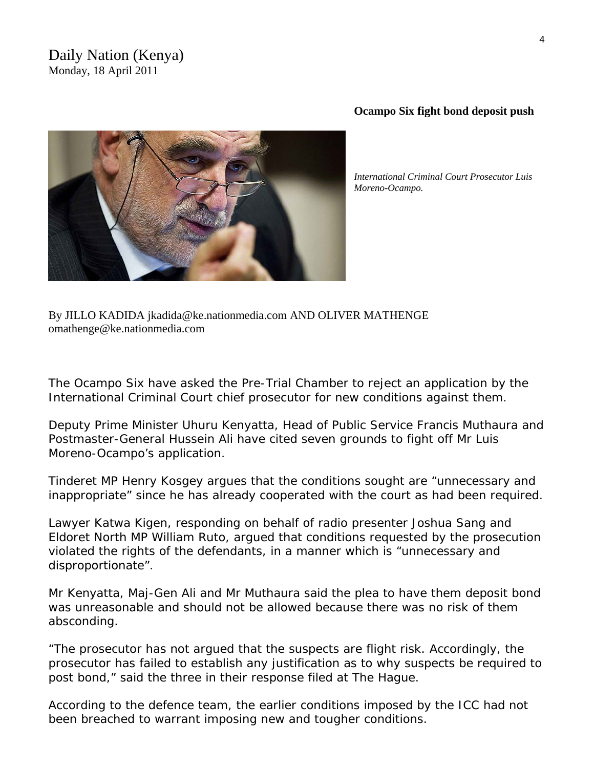Daily Nation (Kenya)
Monday, 18 April 2011

**Ocampo Six fight bond deposit push**

*International Criminal Court Prosecutor Luis Moreno-Ocampo.*

By JILLO KADIDA jkadida@ke.nationmedia.com AND OLIVER MATHENGE omathenge@ke.nationmedia.com

The Ocampo Six have asked the Pre-Trial Chamber to reject an application by the International Criminal Court chief prosecutor for new conditions against them.

Deputy Prime Minister Uhuru Kenyatta, Head of Public Service Francis Muthaura and Postmaster-General Hussein Ali have cited seven grounds to fight off Mr Luis Moreno-Ocampo's application.

Tinderet MP Henry Kosgey argues that the conditions sought are "unnecessary and inappropriate" since he has already cooperated with the court as had been required.

Lawyer Katwa Kigen, responding on behalf of radio presenter Joshua Sang and Eldoret North MP William Ruto, argued that conditions requested by the prosecution violated the rights of the defendants, in a manner which is "unnecessary and disproportionate".

Mr Kenyatta, Maj-Gen Ali and Mr Muthaura said the plea to have them deposit bond was unreasonable and should not be allowed because there was no risk of them absconding.

"The prosecutor has not argued that the suspects are flight risk. Accordingly, the prosecutor has failed to establish any justification as to why suspects be required to post bond," said the three in their response filed at The Hague.

According to the defence team, the earlier conditions imposed by the ICC had not been breached to warrant imposing new and tougher conditions.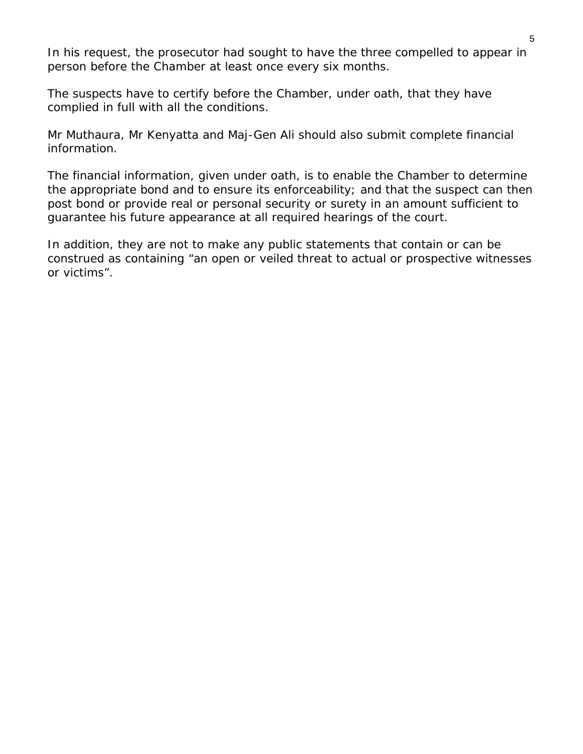In his request, the prosecutor had sought to have the three compelled to appear in person before the Chamber at least once every six months.

The suspects have to certify before the Chamber, under oath, that they have complied in full with all the conditions.

Mr Muthaura, Mr Kenyatta and Maj-Gen Ali should also submit complete financial information.

The financial information, given under oath, is to enable the Chamber to determine the appropriate bond and to ensure its enforceability; and that the suspect can then post bond or provide real or personal security or surety in an amount sufficient to guarantee his future appearance at all required hearings of the court.

In addition, they are not to make any public statements that contain or can be construed as containing "an open or veiled threat to actual or prospective witnesses or victims".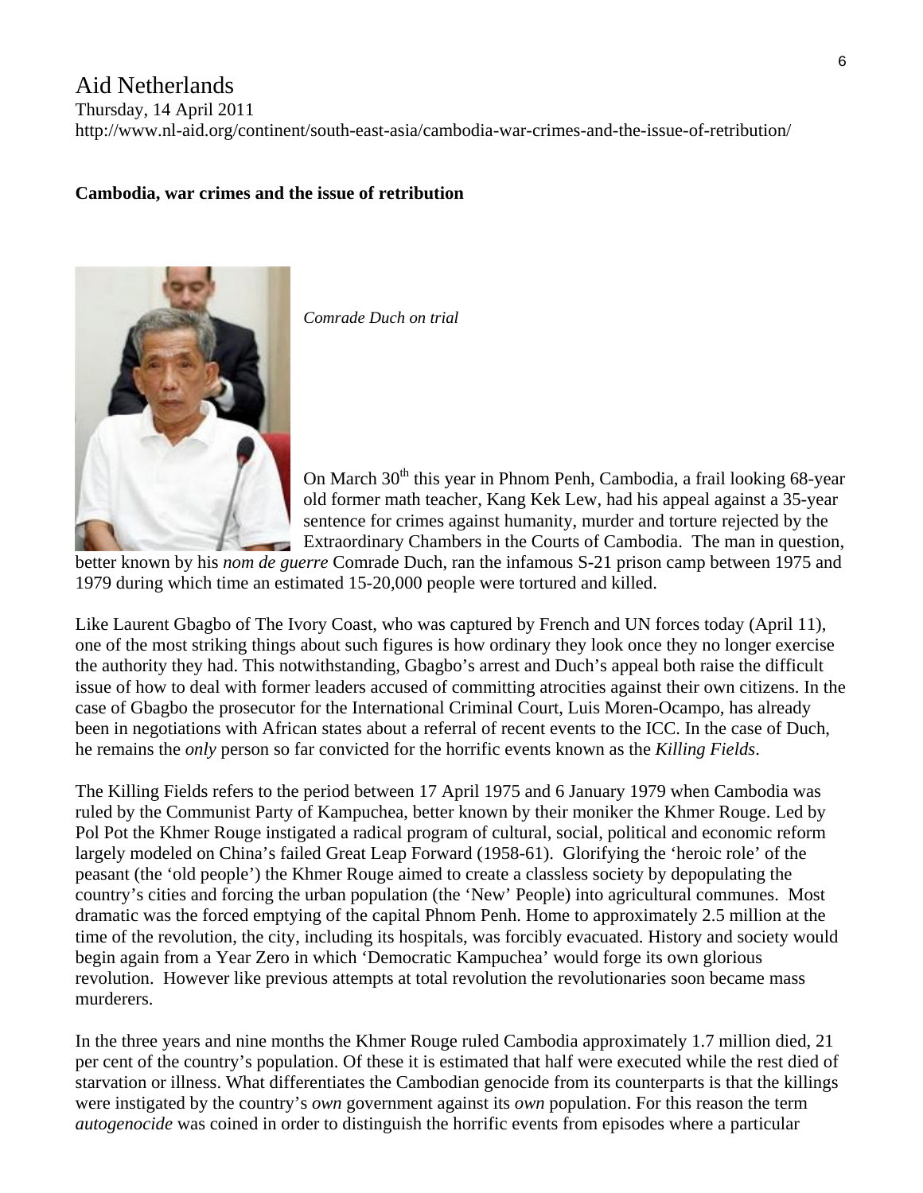Aid Netherlands
Thursday, 14 April 2011
http://www.nl-aid.org/continent/south-east-asia/cambodia-war-crimes-and-the-issue-of-retribution/

**Cambodia, war crimes and the issue of retribution**

*Comrade Duch on trial*

On March 30th this year in Phnom Penh, Cambodia, a frail looking 68-year old former math teacher, Kang Kek Lew, had his appeal against a 35-year sentence for crimes against humanity, murder and torture rejected by the Extraordinary Chambers in the Courts of Cambodia. The man in question, better known by his *nom de guerre* Comrade Duch, ran the infamous S-21 prison camp between 1975 and 1979 during which time an estimated 15-20,000 people were tortured and killed.

Like Laurent Gbagbo of The Ivory Coast, who was captured by French and UN forces today (April 11), one of the most striking things about such figures is how ordinary they look once they no longer exercise the authority they had. This notwithstanding, Gbagbo's arrest and Duch's appeal both raise the difficult issue of how to deal with former leaders accused of committing atrocities against their own citizens. In the case of Gbagbo the prosecutor for the International Criminal Court, Luis Moren-Ocampo, has already been in negotiations with African states about a referral of recent events to the ICC. In the case of Duch, he remains the *only* person so far convicted for the horrific events known as the *Killing Fields*.

The Killing Fields refers to the period between 17 April 1975 and 6 January 1979 when Cambodia was ruled by the Communist Party of Kampuchea, better known by their moniker the Khmer Rouge. Led by Pol Pot the Khmer Rouge instigated a radical program of cultural, social, political and economic reform largely modeled on China's failed Great Leap Forward (1958-61). Glorifying the 'heroic role' of the peasant (the 'old people') the Khmer Rouge aimed to create a classless society by depopulating the country's cities and forcing the urban population (the 'New' People) into agricultural communes. Most dramatic was the forced emptying of the capital Phnom Penh. Home to approximately 2.5 million at the time of the revolution, the city, including its hospitals, was forcibly evacuated. History and society would begin again from a Year Zero in which 'Democratic Kampuchea' would forge its own glorious revolution. However like previous attempts at total revolution the revolutionaries soon became mass murderers.

In the three years and nine months the Khmer Rouge ruled Cambodia approximately 1.7 million died, 21 per cent of the country's population. Of these it is estimated that half were executed while the rest died of starvation or illness. What differentiates the Cambodian genocide from its counterparts is that the killings were instigated by the country's *own* government against its *own* population. For this reason the term *autogenocide* was coined in order to distinguish the horrific events from episodes where a particular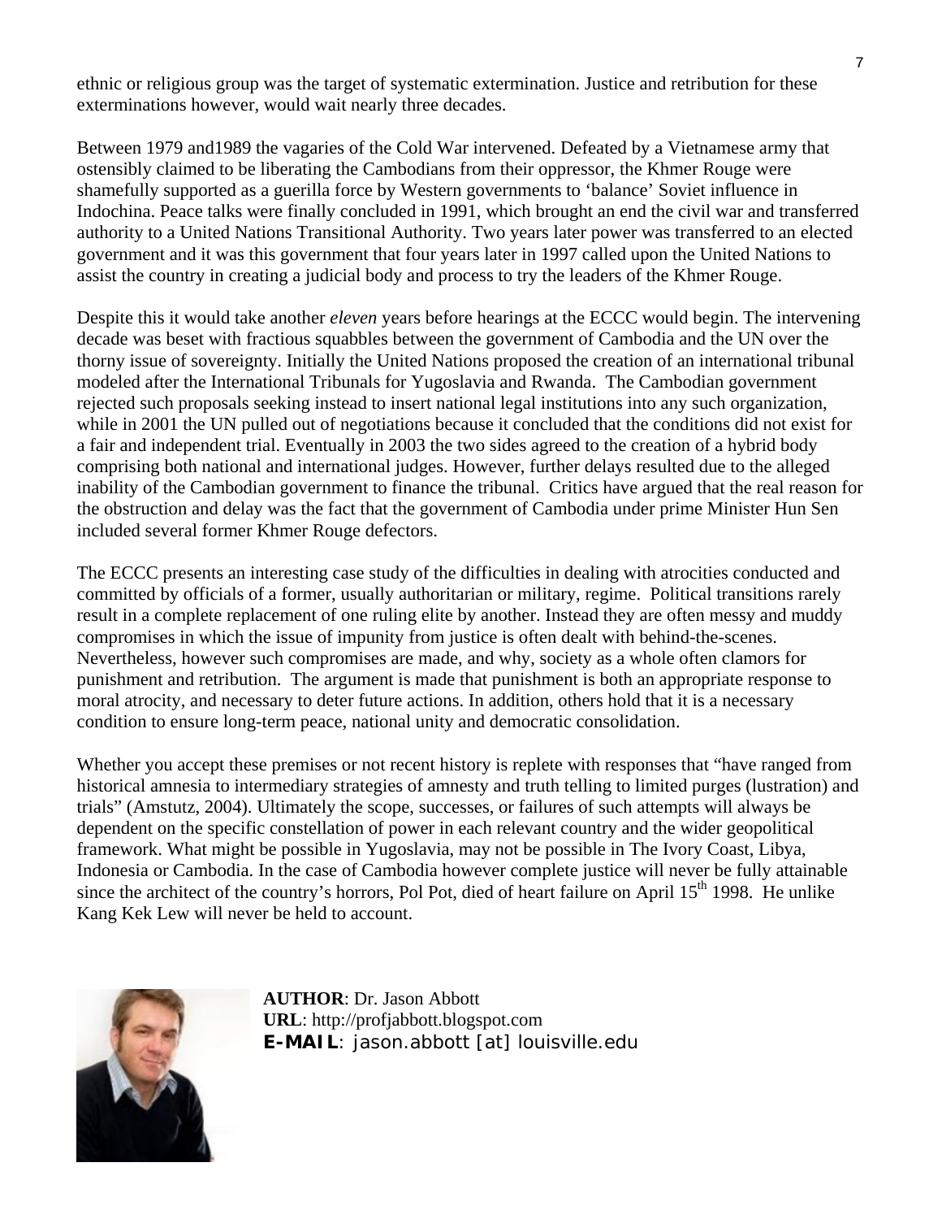ethnic or religious group was the target of systematic extermination. Justice and retribution for these exterminations however, would wait nearly three decades.

Between 1979 and1989 the vagaries of the Cold War intervened. Defeated by a Vietnamese army that ostensibly claimed to be liberating the Cambodians from their oppressor, the Khmer Rouge were shamefully supported as a guerilla force by Western governments to 'balance' Soviet influence in Indochina. Peace talks were finally concluded in 1991, which brought an end the civil war and transferred authority to a United Nations Transitional Authority. Two years later power was transferred to an elected government and it was this government that four years later in 1997 called upon the United Nations to assist the country in creating a judicial body and process to try the leaders of the Khmer Rouge.

Despite this it would take another *eleven* years before hearings at the ECCC would begin. The intervening decade was beset with fractious squabbles between the government of Cambodia and the UN over the thorny issue of sovereignty. Initially the United Nations proposed the creation of an international tribunal modeled after the International Tribunals for Yugoslavia and Rwanda. The Cambodian government rejected such proposals seeking instead to insert national legal institutions into any such organization, while in 2001 the UN pulled out of negotiations because it concluded that the conditions did not exist for a fair and independent trial. Eventually in 2003 the two sides agreed to the creation of a hybrid body comprising both national and international judges. However, further delays resulted due to the alleged inability of the Cambodian government to finance the tribunal. Critics have argued that the real reason for the obstruction and delay was the fact that the government of Cambodia under prime Minister Hun Sen included several former Khmer Rouge defectors.

The ECCC presents an interesting case study of the difficulties in dealing with atrocities conducted and committed by officials of a former, usually authoritarian or military, regime. Political transitions rarely result in a complete replacement of one ruling elite by another. Instead they are often messy and muddy compromises in which the issue of impunity from justice is often dealt with behind-the-scenes. Nevertheless, however such compromises are made, and why, society as a whole often clamors for punishment and retribution. The argument is made that punishment is both an appropriate response to moral atrocity, and necessary to deter future actions. In addition, others hold that it is a necessary condition to ensure long-term peace, national unity and democratic consolidation.

Whether you accept these premises or not recent history is replete with responses that "have ranged from historical amnesia to intermediary strategies of amnesty and truth telling to limited purges (lustration) and trials" (Amstutz, 2004). Ultimately the scope, successes, or failures of such attempts will always be dependent on the specific constellation of power in each relevant country and the wider geopolitical framework. What might be possible in Yugoslavia, may not be possible in The Ivory Coast, Libya, Indonesia or Cambodia. In the case of Cambodia however complete justice will never be fully attainable since the architect of the country's horrors, Pol Pot, died of heart failure on April 15th 1998. He unlike Kang Kek Lew will never be held to account.

**AUTHOR**: Dr. Jason Abbott
**URL**: http://profjabbott.blogspot.com
**E-MAIL**: jason.abbott [at] louisville.edu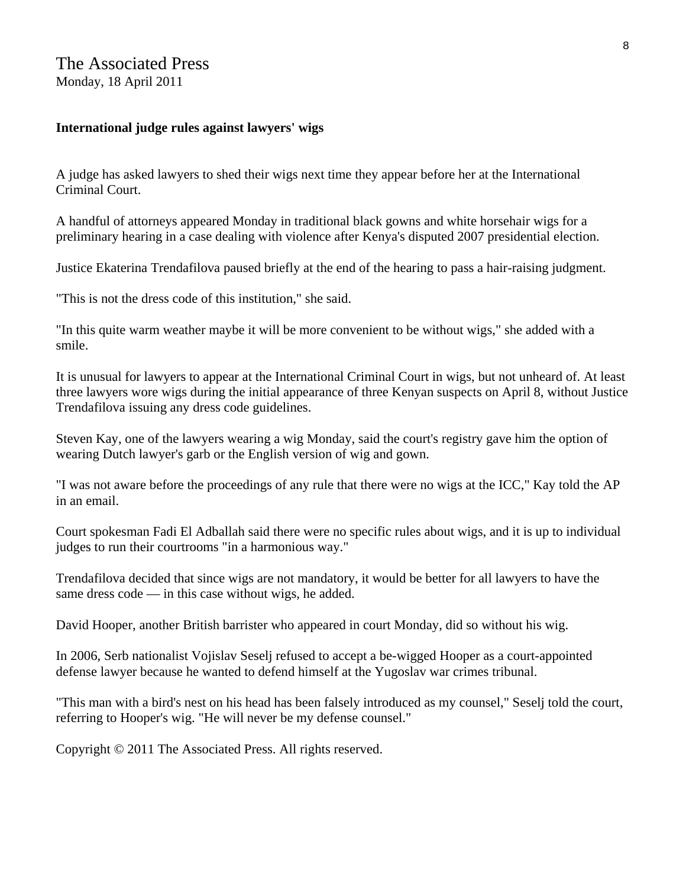The Associated Press
Monday, 18 April 2011

**International judge rules against lawyers' wigs**

A judge has asked lawyers to shed their wigs next time they appear before her at the International Criminal Court.

A handful of attorneys appeared Monday in traditional black gowns and white horsehair wigs for a preliminary hearing in a case dealing with violence after Kenya's disputed 2007 presidential election.

Justice Ekaterina Trendafilova paused briefly at the end of the hearing to pass a hair-raising judgment.

"This is not the dress code of this institution," she said.

"In this quite warm weather maybe it will be more convenient to be without wigs," she added with a smile.

It is unusual for lawyers to appear at the International Criminal Court in wigs, but not unheard of. At least three lawyers wore wigs during the initial appearance of three Kenyan suspects on April 8, without Justice Trendafilova issuing any dress code guidelines.

Steven Kay, one of the lawyers wearing a wig Monday, said the court's registry gave him the option of wearing Dutch lawyer's garb or the English version of wig and gown.

"I was not aware before the proceedings of any rule that there were no wigs at the ICC," Kay told the AP in an email.

Court spokesman Fadi El Adballah said there were no specific rules about wigs, and it is up to individual judges to run their courtrooms "in a harmonious way."

Trendafilova decided that since wigs are not mandatory, it would be better for all lawyers to have the same dress code — in this case without wigs, he added.

David Hooper, another British barrister who appeared in court Monday, did so without his wig.

In 2006, Serb nationalist Vojislav Seselj refused to accept a be-wigged Hooper as a court-appointed defense lawyer because he wanted to defend himself at the Yugoslav war crimes tribunal.

"This man with a bird's nest on his head has been falsely introduced as my counsel," Seselj told the court, referring to Hooper's wig. "He will never be my defense counsel."

Copyright © 2011 The Associated Press. All rights reserved.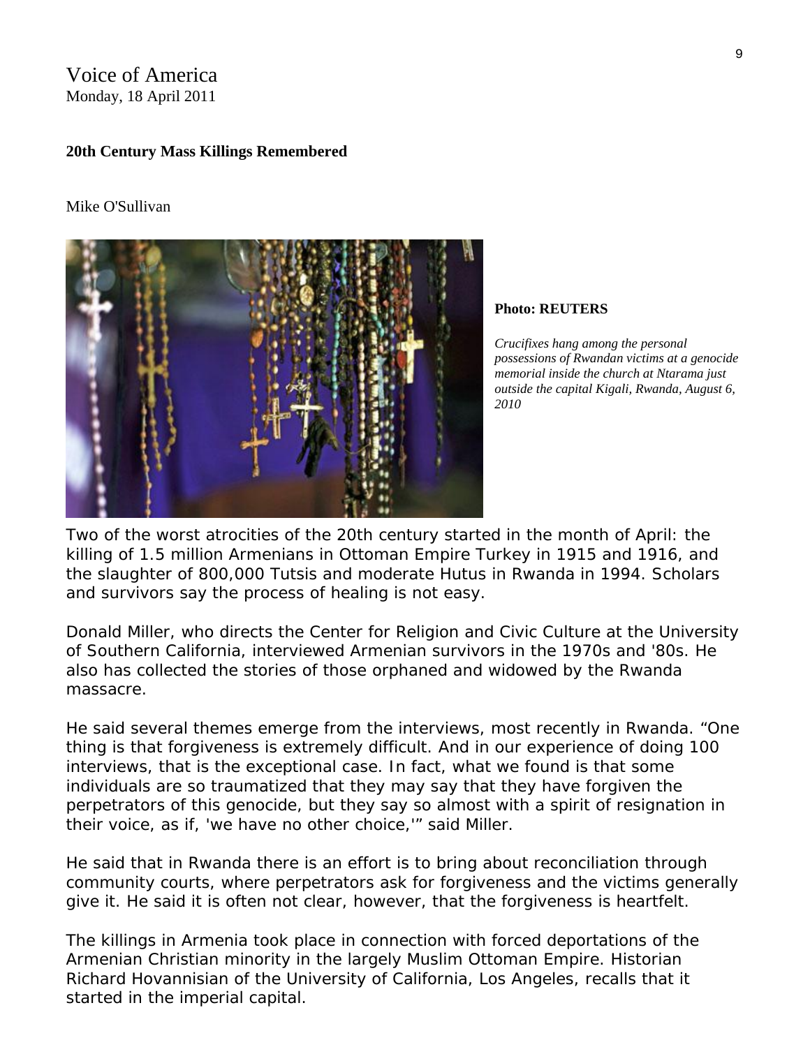Voice of America
Monday, 18 April 2011

**20th Century Mass Killings Remembered**

Mike O'Sullivan

**Photo: REUTERS**

*Crucifixes hang among the personal possessions of Rwandan victims at a genocide memorial inside the church at Ntarama just outside the capital Kigali, Rwanda, August 6, 2010*

Two of the worst atrocities of the 20th century started in the month of April: the killing of 1.5 million Armenians in Ottoman Empire Turkey in 1915 and 1916, and the slaughter of 800,000 Tutsis and moderate Hutus in Rwanda in 1994. Scholars and survivors say the process of healing is not easy.

Donald Miller, who directs the Center for Religion and Civic Culture at the University of Southern California, interviewed Armenian survivors in the 1970s and '80s. He also has collected the stories of those orphaned and widowed by the Rwanda massacre.

He said several themes emerge from the interviews, most recently in Rwanda. “One thing is that forgiveness is extremely difficult. And in our experience of doing 100 interviews, that is the exceptional case. In fact, what we found is that some individuals are so traumatized that they may say that they have forgiven the perpetrators of this genocide, but they say so almost with a spirit of resignation in their voice, as if, 'we have no other choice,'” said Miller.

He said that in Rwanda there is an effort is to bring about reconciliation through community courts, where perpetrators ask for forgiveness and the victims generally give it. He said it is often not clear, however, that the forgiveness is heartfelt.

The killings in Armenia took place in connection with forced deportations of the Armenian Christian minority in the largely Muslim Ottoman Empire. Historian Richard Hovannisian of the University of California, Los Angeles, recalls that it started in the imperial capital.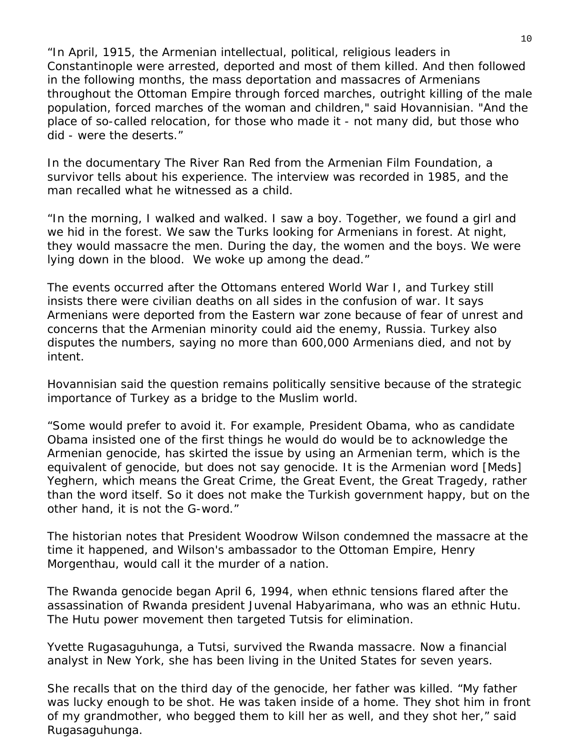"In April, 1915, the Armenian intellectual, political, religious leaders in Constantinople were arrested, deported and most of them killed. And then followed in the following months, the mass deportation and massacres of Armenians throughout the Ottoman Empire through forced marches, outright killing of the male population, forced marches of the woman and children," said Hovannisian. "And the place of so-called relocation, for those who made it - not many did, but those who did - were the deserts."

In the documentary The River Ran Red from the Armenian Film Foundation, a survivor tells about his experience. The interview was recorded in 1985, and the man recalled what he witnessed as a child.

"In the morning, I walked and walked. I saw a boy. Together, we found a girl and we hid in the forest. We saw the Turks looking for Armenians in forest. At night, they would massacre the men. During the day, the women and the boys. We were lying down in the blood. We woke up among the dead."

The events occurred after the Ottomans entered World War I, and Turkey still insists there were civilian deaths on all sides in the confusion of war. It says Armenians were deported from the Eastern war zone because of fear of unrest and concerns that the Armenian minority could aid the enemy, Russia. Turkey also disputes the numbers, saying no more than 600,000 Armenians died, and not by intent.

Hovannisian said the question remains politically sensitive because of the strategic importance of Turkey as a bridge to the Muslim world.

"Some would prefer to avoid it. For example, President Obama, who as candidate Obama insisted one of the first things he would do would be to acknowledge the Armenian genocide, has skirted the issue by using an Armenian term, which is the equivalent of genocide, but does not say genocide. It is the Armenian word [Meds] Yeghern, which means the Great Crime, the Great Event, the Great Tragedy, rather than the word itself. So it does not make the Turkish government happy, but on the other hand, it is not the G-word."

The historian notes that President Woodrow Wilson condemned the massacre at the time it happened, and Wilson's ambassador to the Ottoman Empire, Henry Morgenthau, would call it the murder of a nation.

The Rwanda genocide began April 6, 1994, when ethnic tensions flared after the assassination of Rwanda president Juvenal Habyarimana, who was an ethnic Hutu. The Hutu power movement then targeted Tutsis for elimination.

Yvette Rugasaguhunga, a Tutsi, survived the Rwanda massacre. Now a financial analyst in New York, she has been living in the United States for seven years.

She recalls that on the third day of the genocide, her father was killed. "My father was lucky enough to be shot. He was taken inside of a home. They shot him in front of my grandmother, who begged them to kill her as well, and they shot her," said Rugasaguhunga.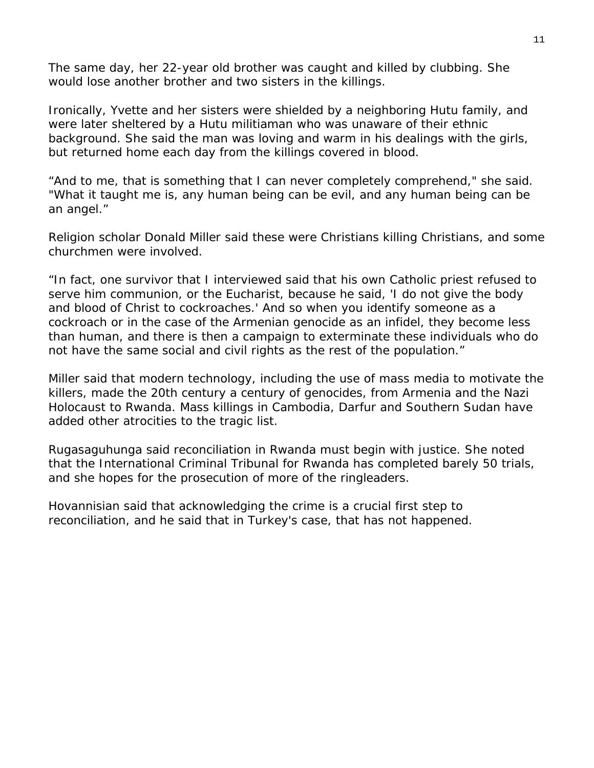The same day, her 22-year old brother was caught and killed by clubbing. She would lose another brother and two sisters in the killings.

Ironically, Yvette and her sisters were shielded by a neighboring Hutu family, and were later sheltered by a Hutu militiaman who was unaware of their ethnic background. She said the man was loving and warm in his dealings with the girls, but returned home each day from the killings covered in blood.

“And to me, that is something that I can never completely comprehend," she said. "What it taught me is, any human being can be evil, and any human being can be an angel.”

Religion scholar Donald Miller said these were Christians killing Christians, and some churchmen were involved.

“In fact, one survivor that I interviewed said that his own Catholic priest refused to serve him communion, or the Eucharist, because he said, 'I do not give the body and blood of Christ to cockroaches.' And so when you identify someone as a cockroach or in the case of the Armenian genocide as an infidel, they become less than human, and there is then a campaign to exterminate these individuals who do not have the same social and civil rights as the rest of the population.”

Miller said that modern technology, including the use of mass media to motivate the killers, made the 20th century a century of genocides, from Armenia and the Nazi Holocaust to Rwanda. Mass killings in Cambodia, Darfur and Southern Sudan have added other atrocities to the tragic list.

Rugasaguhunga said reconciliation in Rwanda must begin with justice. She noted that the International Criminal Tribunal for Rwanda has completed barely 50 trials, and she hopes for the prosecution of more of the ringleaders.

Hovannisian said that acknowledging the crime is a crucial first step to reconciliation, and he said that in Turkey's case, that has not happened.